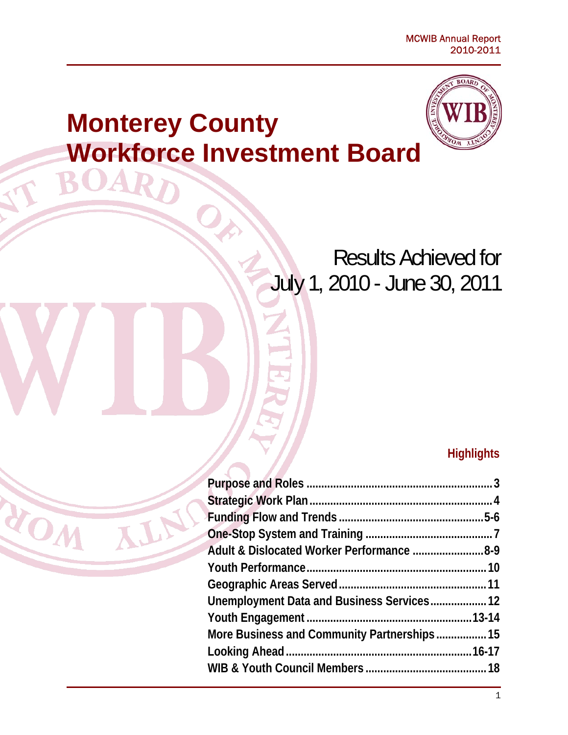# Monterey County Workforce Investment Board

## Results Achieved for July 1, 2010 - June 30, 2011

### Highlights

| | |
|---|---|
| **Purpose and Roles** | **3** |
| **Strategic Work Plan** | **4** |
| **Funding Flow and Trends** | **5-6** |
| **One-Stop System and Training** | **7** |
| **Adult & Dislocated Worker Performance** | **8-9** |
| **Youth Performance** | **10** |
| **Geographic Areas Served** | **11** |
| **Unemployment Data and Business Services** | **12** |
| **Youth Engagement** | **13-14** |
| **More Business and Community Partnerships** | **15** |
| **Looking Ahead** | **16-17** |
| **WIB & Youth Council Members** | **18** |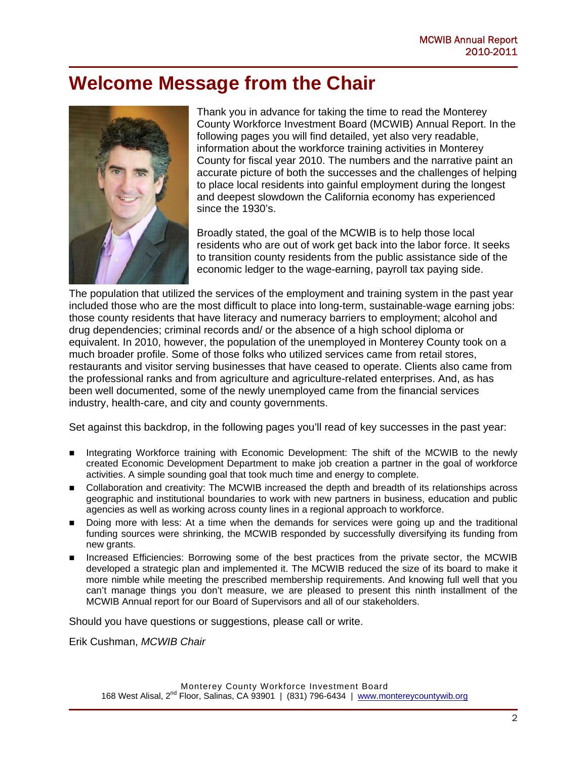# Welcome Message from the Chair

Thank you in advance for taking the time to read the Monterey County Workforce Investment Board (MCWIB) Annual Report. In the following pages you will find detailed, yet also very readable, information about the workforce training activities in Monterey County for fiscal year 2010. The numbers and the narrative paint an accurate picture of both the successes and the challenges of helping to place local residents into gainful employment during the longest and deepest slowdown the California economy has experienced since the 1930's.

Broadly stated, the goal of the MCWIB is to help those local residents who are out of work get back into the labor force. It seeks to transition county residents from the public assistance side of the economic ledger to the wage-earning, payroll tax paying side.

The population that utilized the services of the employment and training system in the past year included those who are the most difficult to place into long-term, sustainable-wage earning jobs: those county residents that have literacy and numeracy barriers to employment; alcohol and drug dependencies; criminal records and/ or the absence of a high school diploma or equivalent. In 2010, however, the population of the unemployed in Monterey County took on a much broader profile. Some of those folks who utilized services came from retail stores, restaurants and visitor serving businesses that have ceased to operate. Clients also came from the professional ranks and from agriculture and agriculture-related enterprises. And, as has been well documented, some of the newly unemployed came from the financial services industry, health-care, and city and county governments.

Set against this backdrop, in the following pages you'll read of key successes in the past year:

- Integrating Workforce training with Economic Development: The shift of the MCWIB to the newly created Economic Development Department to make job creation a partner in the goal of workforce activities. A simple sounding goal that took much time and energy to complete.
- Collaboration and creativity: The MCWIB increased the depth and breadth of its relationships across geographic and institutional boundaries to work with new partners in business, education and public agencies as well as working across county lines in a regional approach to workforce.
- Doing more with less: At a time when the demands for services were going up and the traditional funding sources were shrinking, the MCWIB responded by successfully diversifying its funding from new grants.
- Increased Efficiencies: Borrowing some of the best practices from the private sector, the MCWIB developed a strategic plan and implemented it. The MCWIB reduced the size of its board to make it more nimble while meeting the prescribed membership requirements. And knowing full well that you can't manage things you don't measure, we are pleased to present this ninth installment of the MCWIB Annual report for our Board of Supervisors and all of our stakeholders.

Should you have questions or suggestions, please call or write.

Erik Cushman, *MCWIB Chair*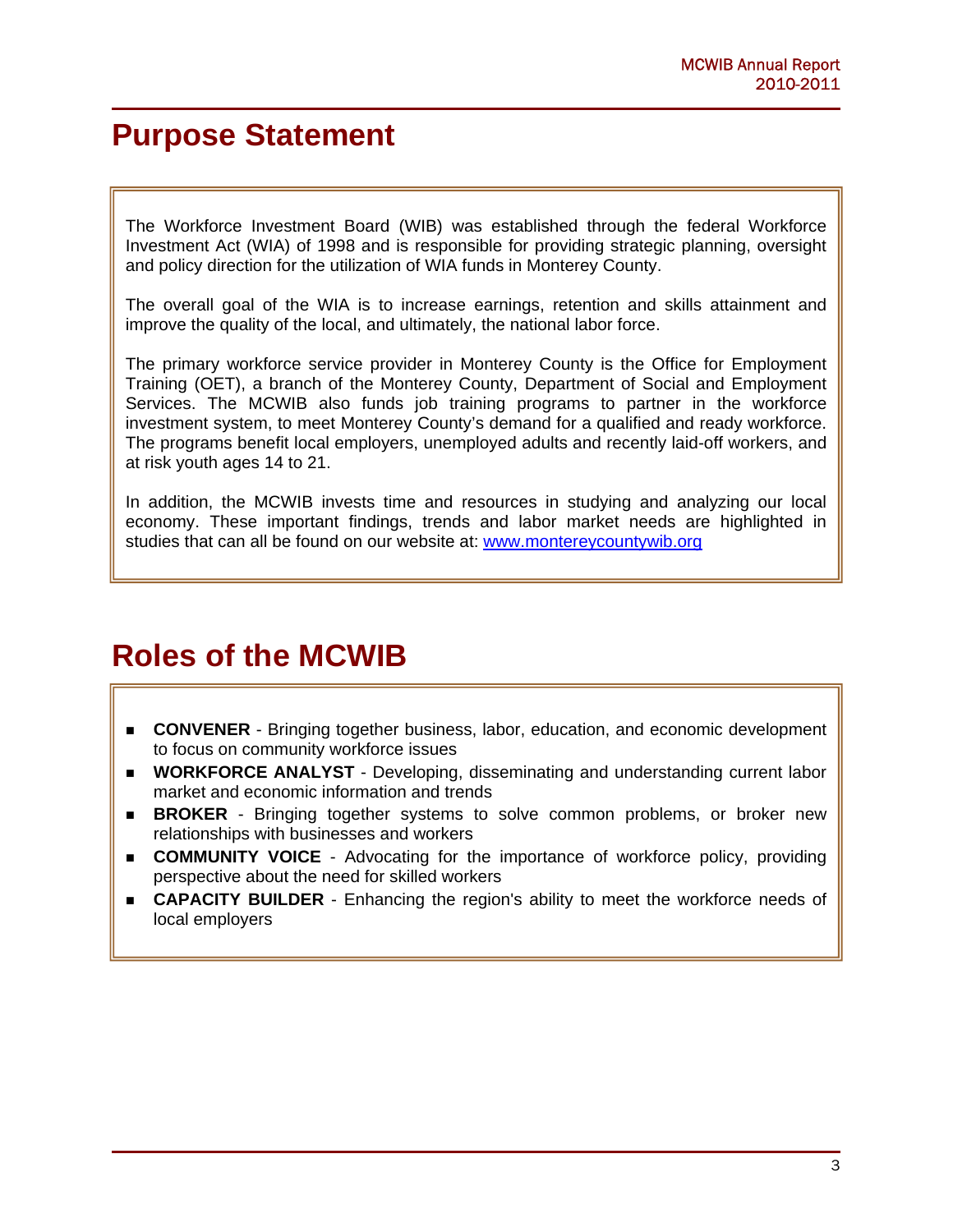# Purpose Statement

The Workforce Investment Board (WIB) was established through the federal Workforce Investment Act (WIA) of 1998 and is responsible for providing strategic planning, oversight and policy direction for the utilization of WIA funds in Monterey County.

The overall goal of the WIA is to increase earnings, retention and skills attainment and improve the quality of the local, and ultimately, the national labor force.

The primary workforce service provider in Monterey County is the Office for Employment Training (OET), a branch of the Monterey County, Department of Social and Employment Services. The MCWIB also funds job training programs to partner in the workforce investment system, to meet Monterey County's demand for a qualified and ready workforce. The programs benefit local employers, unemployed adults and recently laid-off workers, and at risk youth ages 14 to 21.

In addition, the MCWIB invests time and resources in studying and analyzing our local economy. These important findings, trends and labor market needs are highlighted in studies that can all be found on our website at: [www.montereycountywib.org](http://www.montereycountywib.org)

# Roles of the MCWIB

- **CONVENER** - Bringing together business, labor, education, and economic development to focus on community workforce issues
- **WORKFORCE ANALYST** - Developing, disseminating and understanding current labor market and economic information and trends
- **BROKER** - Bringing together systems to solve common problems, or broker new relationships with businesses and workers
- **COMMUNITY VOICE** - Advocating for the importance of workforce policy, providing perspective about the need for skilled workers
- **CAPACITY BUILDER** - Enhancing the region's ability to meet the workforce needs of local employers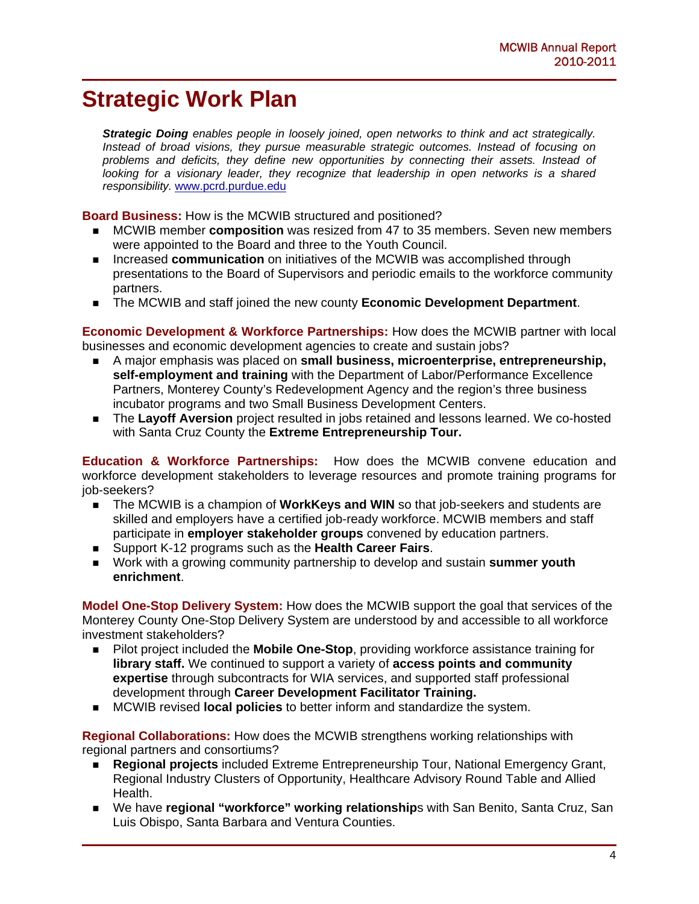# Strategic Work Plan

***Strategic Doing** enables people in loosely joined, open networks to think and act strategically. Instead of broad visions, they pursue measurable strategic outcomes. Instead of focusing on problems and deficits, they define new opportunities by connecting their assets. Instead of looking for a visionary leader, they recognize that leadership in open networks is a shared responsibility.* www.pcrd.purdue.edu

**Board Business:** How is the MCWIB structured and positioned?

- MCWIB member **composition** was resized from 47 to 35 members. Seven new members were appointed to the Board and three to the Youth Council.
- Increased **communication** on initiatives of the MCWIB was accomplished through presentations to the Board of Supervisors and periodic emails to the workforce community partners.
- The MCWIB and staff joined the new county **Economic Development Department**.

**Economic Development & Workforce Partnerships:** How does the MCWIB partner with local businesses and economic development agencies to create and sustain jobs?

- A major emphasis was placed on **small business, microenterprise, entrepreneurship, self-employment and training** with the Department of Labor/Performance Excellence Partners, Monterey County's Redevelopment Agency and the region's three business incubator programs and two Small Business Development Centers.
- The **Layoff Aversion** project resulted in jobs retained and lessons learned. We co-hosted with Santa Cruz County the **Extreme Entrepreneurship Tour.**

**Education & Workforce Partnerships:** How does the MCWIB convene education and workforce development stakeholders to leverage resources and promote training programs for job-seekers?

- The MCWIB is a champion of **WorkKeys and WIN** so that job-seekers and students are skilled and employers have a certified job-ready workforce. MCWIB members and staff participate in **employer stakeholder groups** convened by education partners.
- Support K-12 programs such as the **Health Career Fairs**.
- Work with a growing community partnership to develop and sustain **summer youth enrichment**.

**Model One-Stop Delivery System:** How does the MCWIB support the goal that services of the Monterey County One-Stop Delivery System are understood by and accessible to all workforce investment stakeholders?

- Pilot project included the **Mobile One-Stop**, providing workforce assistance training for **library staff.** We continued to support a variety of **access points and community expertise** through subcontracts for WIA services, and supported staff professional development through **Career Development Facilitator Training.**
- MCWIB revised **local policies** to better inform and standardize the system.

**Regional Collaborations:** How does the MCWIB strengthens working relationships with regional partners and consortiums?

- **Regional projects** included Extreme Entrepreneurship Tour, National Emergency Grant, Regional Industry Clusters of Opportunity, Healthcare Advisory Round Table and Allied Health.
- We have **regional "workforce" working relationship**s with San Benito, Santa Cruz, San Luis Obispo, Santa Barbara and Ventura Counties.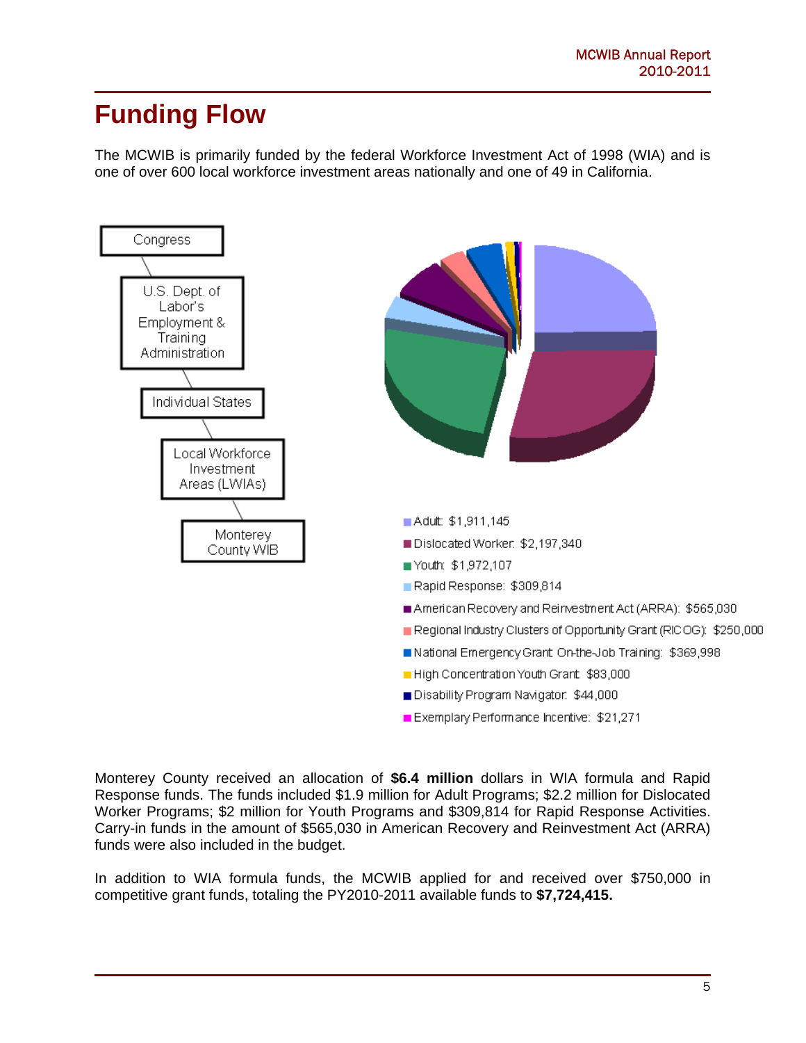# Funding Flow

The MCWIB is primarily funded by the federal Workforce Investment Act of 1998 (WIA) and is one of over 600 local workforce investment areas nationally and one of 49 in California.

Congress

U.S. Dept. of Labor's Employment & Training Administration

Individual States

Local Workforce Investment Areas (LWIAs)

Monterey County WIB

- Adult: $1,911,145
- Dislocated Worker: $2,197,340
- Youth: $1,972,107
- Rapid Response: $309,814
- American Recovery and Reinvestment Act (ARRA): $565,030
- Regional Industry Clusters of Opportunity Grant (RICOG): $250,000
- National Emergency Grant On-the-Job Training: $369,998
- High Concentration Youth Grant: $83,000
- Disability Program Navigator: $44,000
- Exemplary Performance Incentive: $21,271

Monterey County received an allocation of **$6.4 million** dollars in WIA formula and Rapid Response funds. The funds included $1.9 million for Adult Programs; $2.2 million for Dislocated Worker Programs; $2 million for Youth Programs and $309,814 for Rapid Response Activities. Carry-in funds in the amount of $565,030 in American Recovery and Reinvestment Act (ARRA) funds were also included in the budget.

In addition to WIA formula funds, the MCWIB applied for and received over $750,000 in competitive grant funds, totaling the PY2010-2011 available funds to **$7,724,415.**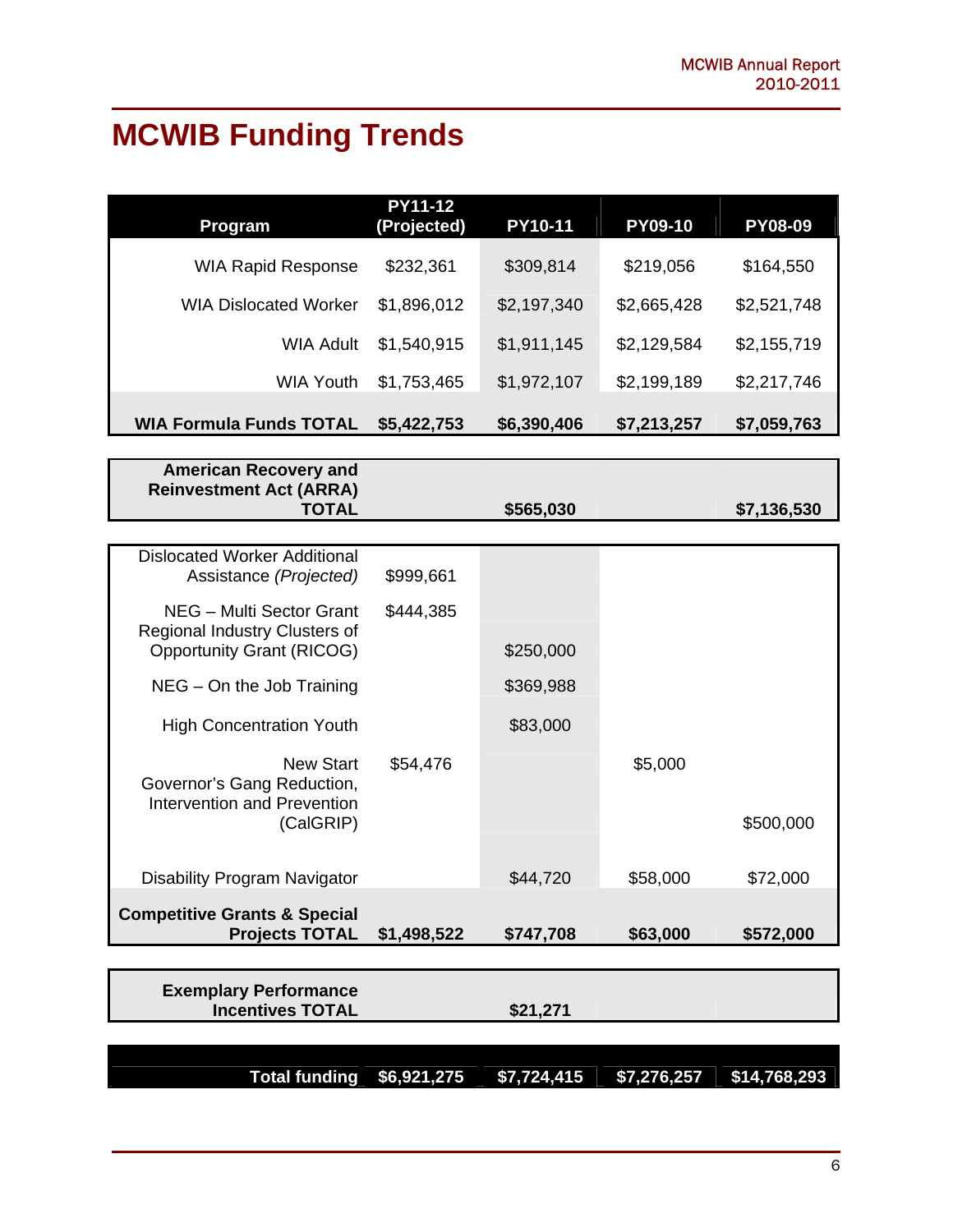# MCWIB Funding Trends

| Program | PY11-12 (Projected) | PY10-11 | PY09-10 | PY08-09 |
|---|---|---|---|---|
| WIA Rapid Response | $232,361 | $309,814 | $219,056 | $164,550 |
| WIA Dislocated Worker | $1,896,012 | $2,197,340 | $2,665,428 | $2,521,748 |
| WIA Adult | $1,540,915 | $1,911,145 | $2,129,584 | $2,155,719 |
| WIA Youth | $1,753,465 | $1,972,107 | $2,199,189 | $2,217,746 |
| **WIA Formula Funds TOTAL** | **$5,422,753** | **$6,390,406** | **$7,213,257** | **$7,059,763** |
| **American Recovery and Reinvestment Act (ARRA) TOTAL** | | **$565,030** | | **$7,136,530** |
| Dislocated Worker Additional Assistance *(Projected)* | $999,661 | | | |
| NEG – Multi Sector Grant | $444,385 | | | |
| Regional Industry Clusters of Opportunity Grant (RICOG) | | $250,000 | | |
| NEG – On the Job Training | | $369,988 | | |
| High Concentration Youth | | $83,000 | | |
| New Start | $54,476 | | $5,000 | |
| Governor's Gang Reduction, Intervention and Prevention (CalGRIP) | | | | $500,000 |
| Disability Program Navigator | | $44,720 | $58,000 | $72,000 |
| **Competitive Grants & Special Projects TOTAL** | **$1,498,522** | **$747,708** | **$63,000** | **$572,000** |
| **Exemplary Performance Incentives TOTAL** | | **$21,271** | | |
| **Total funding** | **$6,921,275** | **$7,724,415** | **$7,276,257** | **$14,768,293** |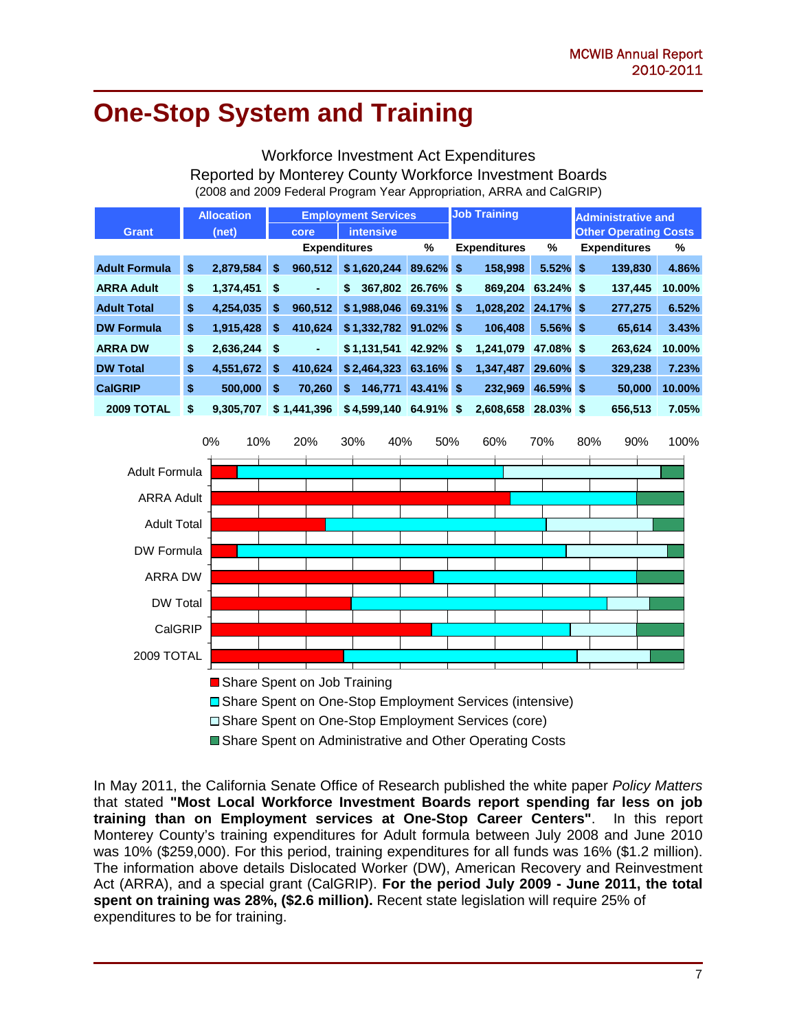# One-Stop System and Training

Workforce Investment Act Expenditures
Reported by Monterey County Workforce Investment Boards
(2008 and 2009 Federal Program Year Appropriation, ARRA and CalGRIP)

| Grant | Allocation (net) | Employment Services core | Employment Services intensive | | Job Training | | Administrative and Other Operating Costs | |
|---|---|---|---|---|---|---|---|---|
| | | Expenditures | | % | Expenditures | % | Expenditures | % |
| Adult Formula | $ 2,879,584 | $ 960,512 | $ 1,620,244 | 89.62% | $ 158,998 | 5.52% | $ 139,830 | 4.86% |
| ARRA Adult | $ 1,374,451 | $ - | $ 367,802 | 26.76% | $ 869,204 | 63.24% | $ 137,445 | 10.00% |
| Adult Total | $ 4,254,035 | $ 960,512 | $ 1,988,046 | 69.31% | $ 1,028,202 | 24.17% | $ 277,275 | 6.52% |
| DW Formula | $ 1,915,428 | $ 410,624 | $ 1,332,782 | 91.02% | $ 106,408 | 5.56% | $ 65,614 | 3.43% |
| ARRA DW | $ 2,636,244 | $ - | $ 1,131,541 | 42.92% | $ 1,241,079 | 47.08% | $ 263,624 | 10.00% |
| DW Total | $ 4,551,672 | $ 410,624 | $ 2,464,323 | 63.16% | $ 1,347,487 | 29.60% | $ 329,238 | 7.23% |
| CalGRIP | $ 500,000 | $ 70,260 | $ 146,771 | 43.41% | $ 232,969 | 46.59% | $ 50,000 | 10.00% |
| 2009 TOTAL | $ 9,305,707 | $ 1,441,396 | $ 4,599,140 | 64.91% | $ 2,608,658 | 28.03% | $ 656,513 | 7.05% |

- Share Spent on Job Training
- Share Spent on One-Stop Employment Services (intensive)
- Share Spent on One-Stop Employment Services (core)
- Share Spent on Administrative and Other Operating Costs

In May 2011, the California Senate Office of Research published the white paper *Policy Matters* that stated **"Most Local Workforce Investment Boards report spending far less on job training than on Employment services at One-Stop Career Centers"**. In this report Monterey County's training expenditures for Adult formula between July 2008 and June 2010 was 10% ($259,000). For this period, training expenditures for all funds was 16% ($1.2 million). The information above details Dislocated Worker (DW), American Recovery and Reinvestment Act (ARRA), and a special grant (CalGRIP). **For the period July 2009 - June 2011, the total spent on training was 28%, ($2.6 million).** Recent state legislation will require 25% of expenditures to be for training.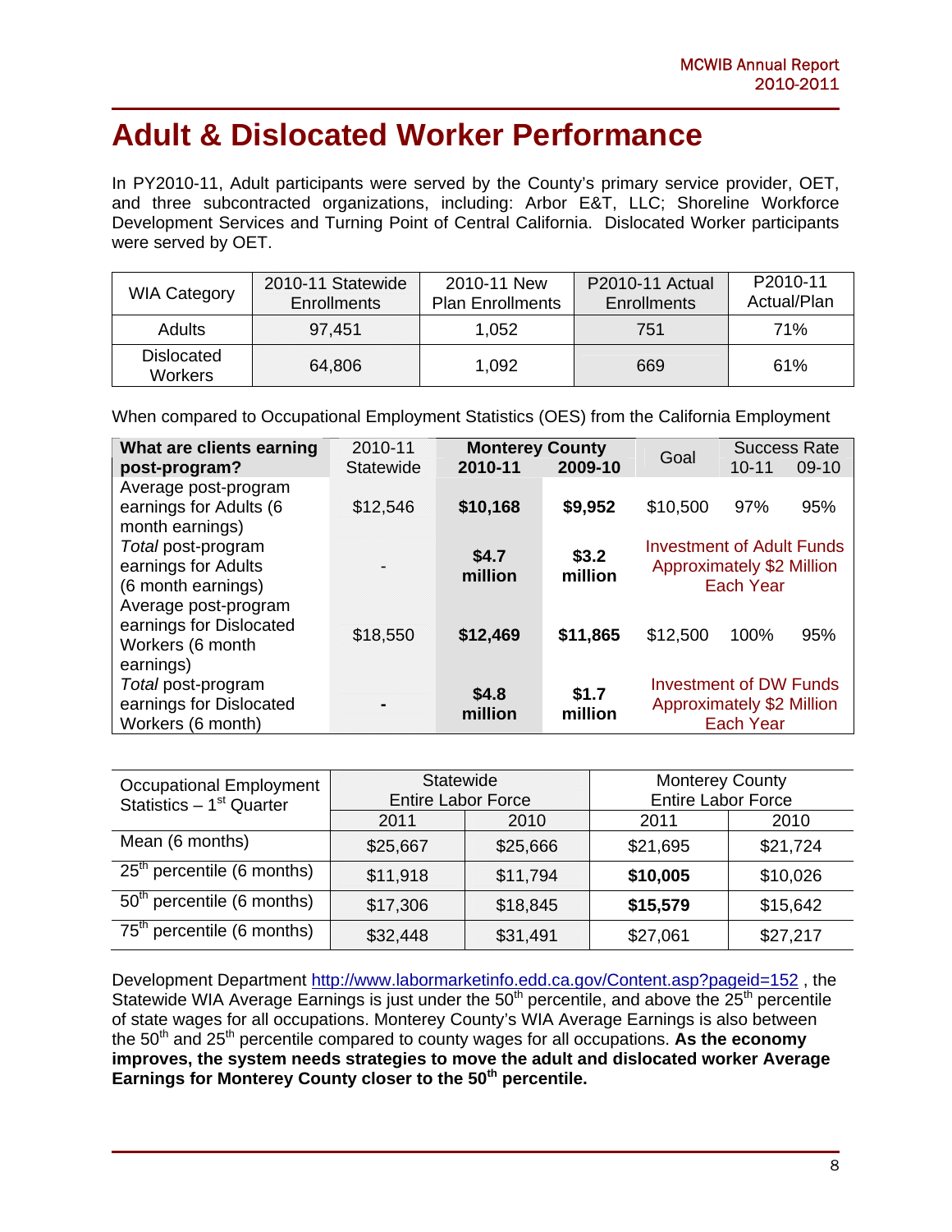# Adult & Dislocated Worker Performance

In PY2010-11, Adult participants were served by the County's primary service provider, OET, and three subcontracted organizations, including: Arbor E&T, LLC; Shoreline Workforce Development Services and Turning Point of Central California. Dislocated Worker participants were served by OET.

| WIA Category | 2010-11 Statewide Enrollments | 2010-11 New Plan Enrollments | P2010-11 Actual Enrollments | P2010-11 Actual/Plan |
|---|---|---|---|---|
| Adults | 97,451 | 1,052 | 751 | 71% |
| Dislocated Workers | 64,806 | 1,092 | 669 | 61% |

When compared to Occupational Employment Statistics (OES) from the California Employment Development Department http://www.labormarketinfo.edd.ca.gov/Content.asp?pageid=152 , the Statewide WIA Average Earnings is just under the 50th percentile, and above the 25th percentile of state wages for all occupations. Monterey County's WIA Average Earnings is also between the 50th and 25th percentile compared to county wages for all occupations. **As the economy improves, the system needs strategies to move the adult and dislocated worker Average Earnings for Monterey County closer to the 50th percentile.**

| **What are clients earning post-program?** | 2010-11 Statewide | **Monterey County 2010-11** | **Monterey County 2009-10** | Goal | Success Rate 10-11 | Success Rate 09-10 |
|---|---|---|---|---|---|---|
| Average post-program earnings for Adults (6 month earnings) | $12,546 | **$10,168** | **$9,952** | $10,500 | 97% | 95% |
| *Total* post-program earnings for Adults (6 month earnings) | - | **$4.7 million** | **$3.2 million** | Investment of Adult Funds Approximately $2 Million Each Year | | |
| Average post-program earnings for Dislocated Workers (6 month earnings) | $18,550 | **$12,469** | **$11,865** | $12,500 | 100% | 95% |
| *Total* post-program earnings for Dislocated Workers (6 month) | - | **$4.8 million** | **$1.7 million** | Investment of DW Funds Approximately $2 Million Each Year | | |

| Occupational Employment Statistics – 1st Quarter | Statewide Entire Labor Force | | Monterey County Entire Labor Force | |
|---|---|---|---|---|
| | 2011 | 2010 | 2011 | 2010 |
| Mean (6 months) | $25,667 | $25,666 | $21,695 | $21,724 |
| 25th percentile (6 months) | $11,918 | $11,794 | **$10,005** | $10,026 |
| 50th percentile (6 months) | $17,306 | $18,845 | **$15,579** | $15,642 |
| 75th percentile (6 months) | $32,448 | $31,491 | $27,061 | $27,217 |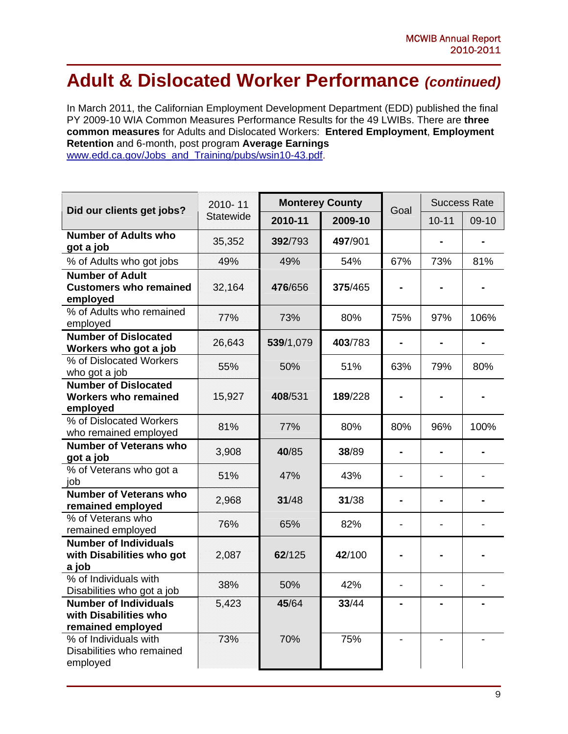# Adult & Dislocated Worker Performance *(continued)*

In March 2011, the Californian Employment Development Department (EDD) published the final PY 2009-10 WIA Common Measures Performance Results for the 49 LWIBs. There are **three common measures** for Adults and Dislocated Workers: **Entered Employment**, **Employment Retention** and 6-month, post program **Average Earnings** [www.edd.ca.gov/Jobs_and_Training/pubs/wsin10-43.pdf](www.edd.ca.gov/Jobs_and_Training/pubs/wsin10-43.pdf).

| Did our clients get jobs? | 2010- 11 Statewide | Monterey County | | Goal | Success Rate | |
|---|---|---|---|---|---|---|
| | | 2010-11 | 2009-10 | | 10-11 | 09-10 |
| **Number of Adults who got a job** | 35,352 | **392**/793 | **497**/901 | | - | - |
| % of Adults who got jobs | 49% | 49% | 54% | 67% | 73% | 81% |
| **Number of Adult Customers who remained employed** | 32,164 | **476**/656 | **375**/465 | - | - | - |
| % of Adults who remained employed | 77% | 73% | 80% | 75% | 97% | 106% |
| **Number of Dislocated Workers who got a job** | 26,643 | **539**/1,079 | **403**/783 | - | - | - |
| % of Dislocated Workers who got a job | 55% | 50% | 51% | 63% | 79% | 80% |
| **Number of Dislocated Workers who remained employed** | 15,927 | **408**/531 | **189**/228 | - | - | - |
| % of Dislocated Workers who remained employed | 81% | 77% | 80% | 80% | 96% | 100% |
| **Number of Veterans who got a job** | 3,908 | **40**/85 | **38**/89 | - | - | - |
| % of Veterans who got a job | 51% | 47% | 43% | - | - | - |
| **Number of Veterans who remained employed** | 2,968 | **31**/48 | **31**/38 | - | - | - |
| % of Veterans who remained employed | 76% | 65% | 82% | - | - | - |
| **Number of Individuals with Disabilities who got a job** | 2,087 | **62**/125 | **42**/100 | - | - | - |
| % of Individuals with Disabilities who got a job | 38% | 50% | 42% | - | - | - |
| **Number of Individuals with Disabilities who remained employed** | 5,423 | **45**/64 | **33**/44 | - | - | - |
| % of Individuals with Disabilities who remained employed | 73% | 70% | 75% | - | - | - |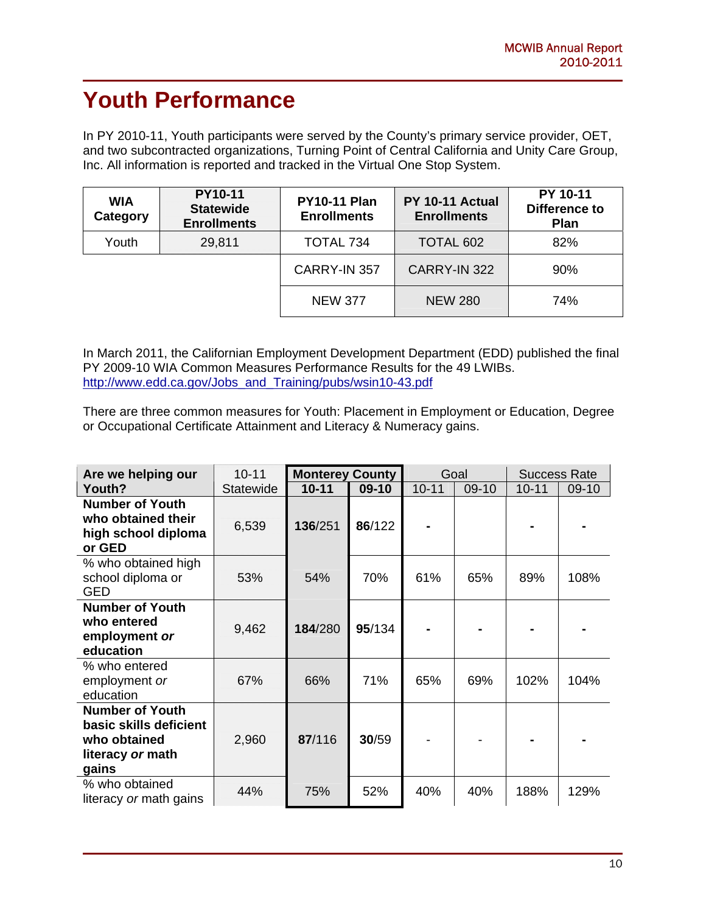# Youth Performance

In PY 2010-11, Youth participants were served by the County's primary service provider, OET, and two subcontracted organizations, Turning Point of Central California and Unity Care Group, Inc. All information is reported and tracked in the Virtual One Stop System.

| WIA Category | PY10-11 Statewide Enrollments | PY10-11 Plan Enrollments | PY 10-11 Actual Enrollments | PY 10-11 Difference to Plan |
|---|---|---|---|---|
| Youth | 29,811 | TOTAL 734 | TOTAL 602 | 82% |
| | | CARRY-IN 357 | CARRY-IN 322 | 90% |
| | | NEW 377 | NEW 280 | 74% |

In March 2011, the Californian Employment Development Department (EDD) published the final PY 2009-10 WIA Common Measures Performance Results for the 49 LWIBs. http://www.edd.ca.gov/Jobs_and_Training/pubs/wsin10-43.pdf

There are three common measures for Youth: Placement in Employment or Education, Degree or Occupational Certificate Attainment and Literacy & Numeracy gains.

| Are we helping our Youth? | 10-11 Statewide | Monterey County | | Goal | | Success Rate | |
|---|---|---|---|---|---|---|---|
| | | 10-11 | 09-10 | 10-11 | 09-10 | 10-11 | 09-10 |
| **Number of Youth who obtained their high school diploma or GED** | 6,539 | **136**/251 | **86**/122 | - | | - | - |
| % who obtained high school diploma or GED | 53% | 54% | 70% | 61% | 65% | 89% | 108% |
| **Number of Youth who entered employment *or* education** | 9,462 | **184**/280 | **95**/134 | - | - | - | - |
| % who entered employment *or* education | 67% | 66% | 71% | 65% | 69% | 102% | 104% |
| **Number of Youth basic skills deficient who obtained literacy *or* math gains** | 2,960 | **87**/116 | **30**/59 | - | - | - | - |
| % who obtained literacy *or* math gains | 44% | 75% | 52% | 40% | 40% | 188% | 129% |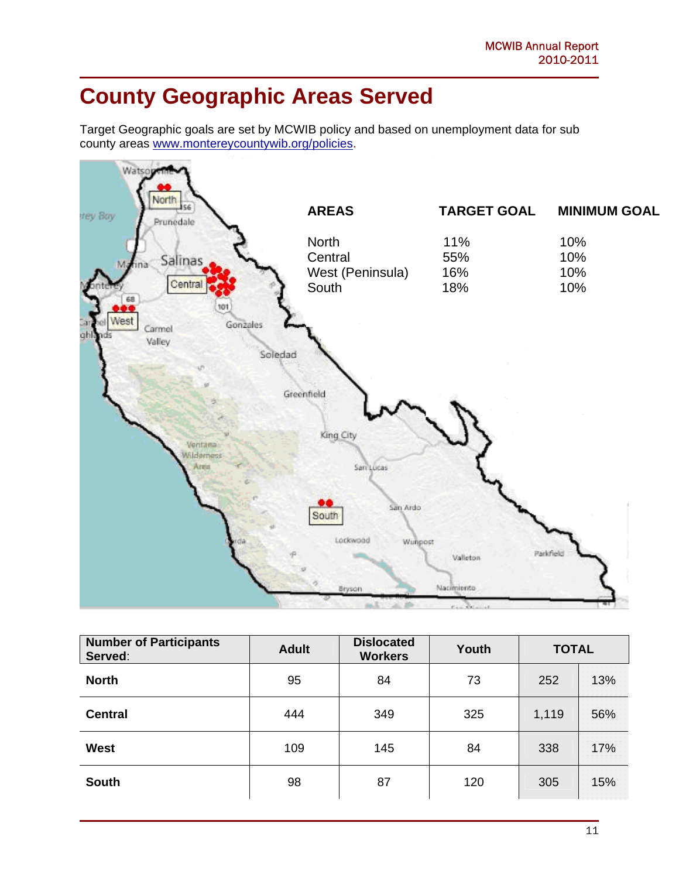# County Geographic Areas Served

Target Geographic goals are set by MCWIB policy and based on unemployment data for sub county areas www.montereycountywib.org/policies.

| AREAS | TARGET GOAL | MINIMUM GOAL |
|---|---|---|
| North | 11% | 10% |
| Central | 55% | 10% |
| West (Peninsula) | 16% | 10% |
| South | 18% | 10% |

| Number of Participants Served: | Adult | Dislocated Workers | Youth | TOTAL | |
|---|---|---|---|---|---|
| **North** | 95 | 84 | 73 | 252 | 13% |
| **Central** | 444 | 349 | 325 | 1,119 | 56% |
| **West** | 109 | 145 | 84 | 338 | 17% |
| **South** | 98 | 87 | 120 | 305 | 15% |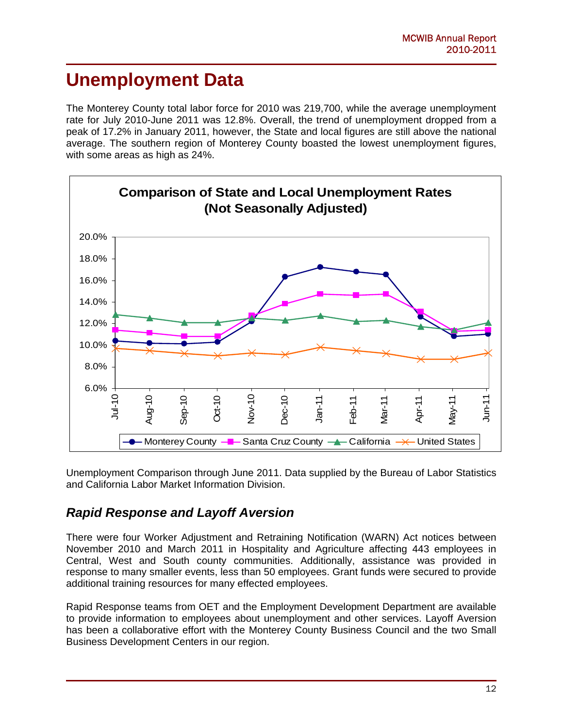# Unemployment Data

The Monterey County total labor force for 2010 was 219,700, while the average unemployment rate for July 2010-June 2011 was 12.8%. Overall, the trend of unemployment dropped from a peak of 17.2% in January 2011, however, the State and local figures are still above the national average. The southern region of Monterey County boasted the lowest unemployment figures, with some areas as high as 24%.

**Comparison of State and Local Unemployment Rates (Not Seasonally Adjusted)**

Legend: Monterey County, Santa Cruz County, California, United States

Unemployment Comparison through June 2011. Data supplied by the Bureau of Labor Statistics and California Labor Market Information Division.

## *Rapid Response and Layoff Aversion*

There were four Worker Adjustment and Retraining Notification (WARN) Act notices between November 2010 and March 2011 in Hospitality and Agriculture affecting 443 employees in Central, West and South county communities. Additionally, assistance was provided in response to many smaller events, less than 50 employees. Grant funds were secured to provide additional training resources for many effected employees.

Rapid Response teams from OET and the Employment Development Department are available to provide information to employees about unemployment and other services. Layoff Aversion has been a collaborative effort with the Monterey County Business Council and the two Small Business Development Centers in our region.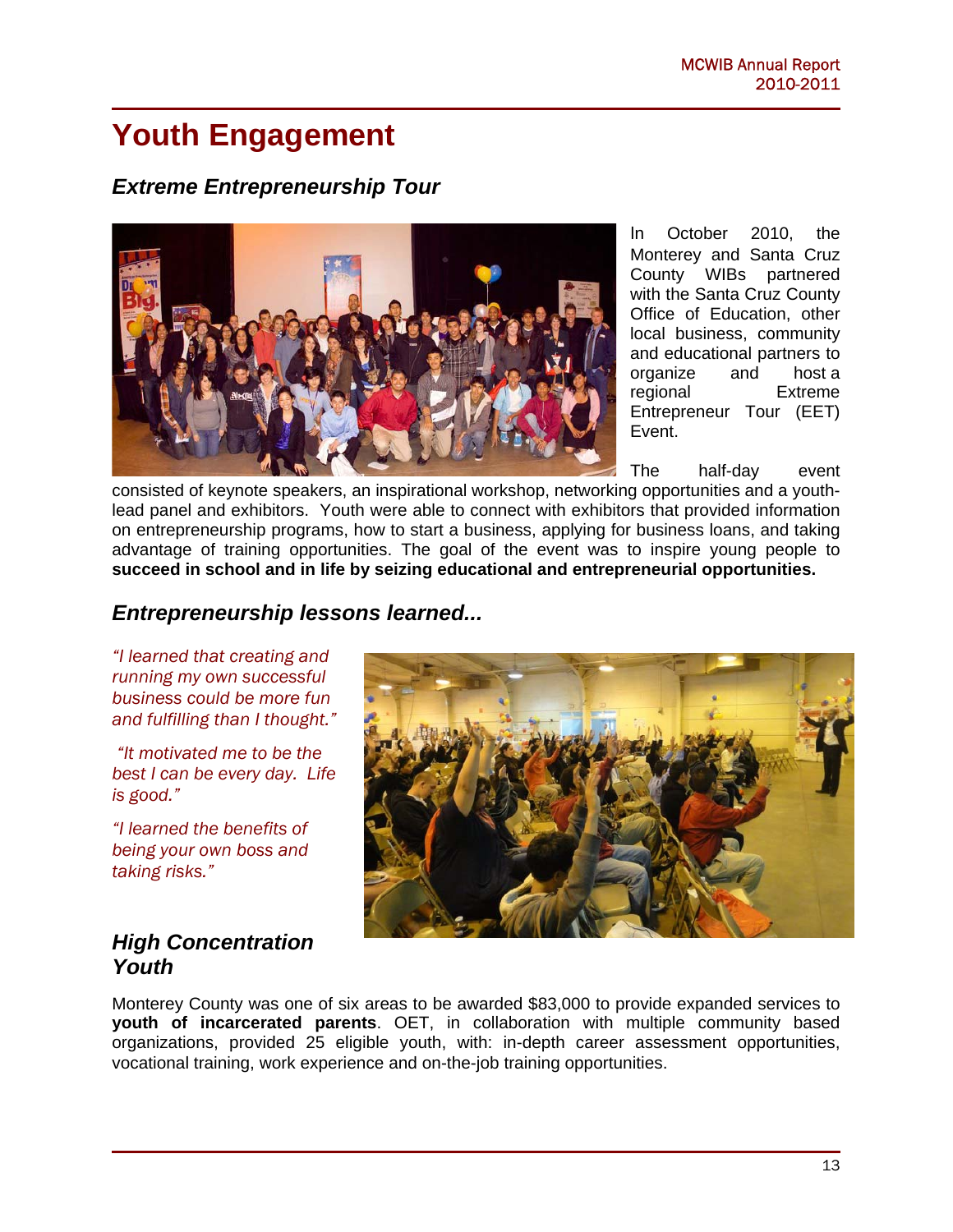# Youth Engagement

## *Extreme Entrepreneurship Tour*

In October 2010, the Monterey and Santa Cruz County WIBs partnered with the Santa Cruz County Office of Education, other local business, community and educational partners to organize and host a regional Extreme Entrepreneur Tour (EET) Event.

The half-day event consisted of keynote speakers, an inspirational workshop, networking opportunities and a youth-lead panel and exhibitors. Youth were able to connect with exhibitors that provided information on entrepreneurship programs, how to start a business, applying for business loans, and taking advantage of training opportunities. The goal of the event was to inspire young people to **succeed in school and in life by seizing educational and entrepreneurial opportunities.**

## *Entrepreneurship lessons learned...*

*"I learned that creating and running my own successful business could be more fun and fulfilling than I thought."*

*"It motivated me to be the best I can be every day. Life is good."*

*"I learned the benefits of being your own boss and taking risks."*

## *High Concentration Youth*

Monterey County was one of six areas to be awarded $83,000 to provide expanded services to **youth of incarcerated parents**. OET, in collaboration with multiple community based organizations, provided 25 eligible youth, with: in-depth career assessment opportunities, vocational training, work experience and on-the-job training opportunities.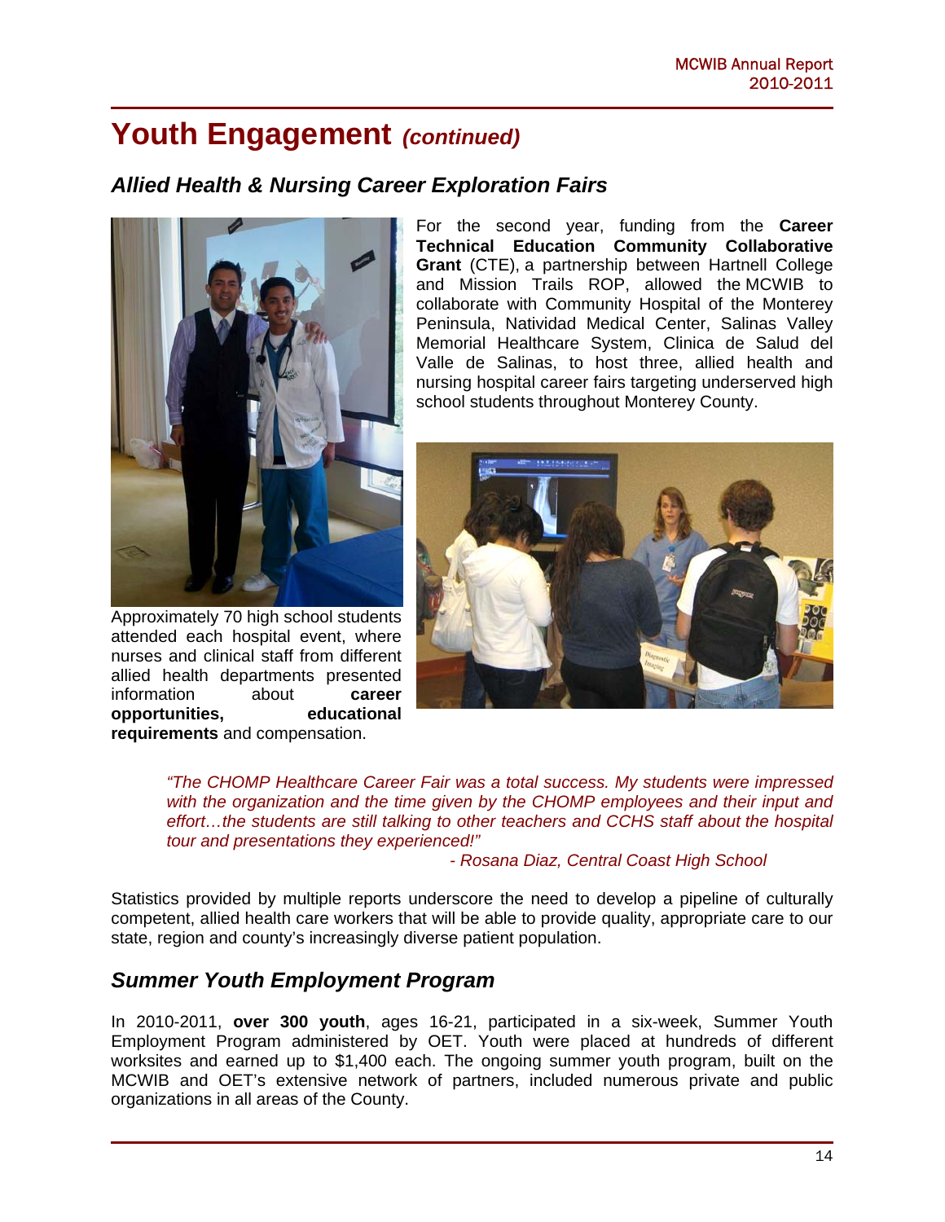# Youth Engagement *(continued)*

## *Allied Health & Nursing Career Exploration Fairs*

For the second year, funding from the **Career Technical Education Community Collaborative Grant** (CTE), a partnership between Hartnell College and Mission Trails ROP, allowed the MCWIB to collaborate with Community Hospital of the Monterey Peninsula, Natividad Medical Center, Salinas Valley Memorial Healthcare System, Clinica de Salud del Valle de Salinas, to host three, allied health and nursing hospital career fairs targeting underserved high school students throughout Monterey County.

Approximately 70 high school students attended each hospital event, where nurses and clinical staff from different allied health departments presented information about **career opportunities, educational requirements** and compensation.

> *"The CHOMP Healthcare Career Fair was a total success. My students were impressed with the organization and the time given by the CHOMP employees and their input and effort…the students are still talking to other teachers and CCHS staff about the hospital tour and presentations they experienced!"*
>
> *- Rosana Diaz, Central Coast High School*

Statistics provided by multiple reports underscore the need to develop a pipeline of culturally competent, allied health care workers that will be able to provide quality, appropriate care to our state, region and county's increasingly diverse patient population.

## *Summer Youth Employment Program*

In 2010-2011, **over 300 youth**, ages 16-21, participated in a six-week, Summer Youth Employment Program administered by OET. Youth were placed at hundreds of different worksites and earned up to $1,400 each. The ongoing summer youth program, built on the MCWIB and OET's extensive network of partners, included numerous private and public organizations in all areas of the County.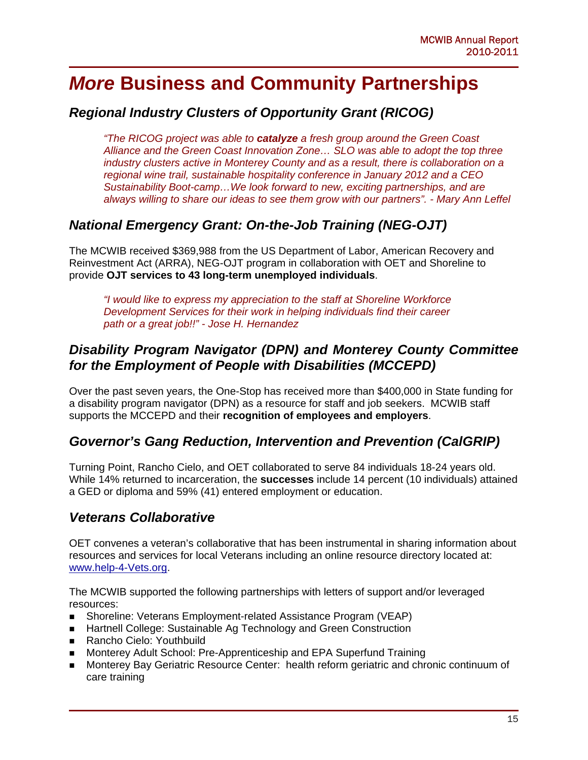# *More* Business and Community Partnerships

## *Regional Industry Clusters of Opportunity Grant (RICOG)*

> *"The RICOG project was able to **catalyze** a fresh group around the Green Coast Alliance and the Green Coast Innovation Zone… SLO was able to adopt the top three industry clusters active in Monterey County and as a result, there is collaboration on a regional wine trail, sustainable hospitality conference in January 2012 and a CEO Sustainability Boot-camp…We look forward to new, exciting partnerships, and are always willing to share our ideas to see them grow with our partners". - Mary Ann Leffel*

## *National Emergency Grant: On-the-Job Training (NEG-OJT)*

The MCWIB received $369,988 from the US Department of Labor, American Recovery and Reinvestment Act (ARRA), NEG-OJT program in collaboration with OET and Shoreline to provide **OJT services to 43 long-term unemployed individuals**.

> *"I would like to express my appreciation to the staff at Shoreline Workforce Development Services for their work in helping individuals find their career path or a great job!!" - Jose H. Hernandez*

## *Disability Program Navigator (DPN) and Monterey County Committee for the Employment of People with Disabilities (MCCEPD)*

Over the past seven years, the One-Stop has received more than $400,000 in State funding for a disability program navigator (DPN) as a resource for staff and job seekers. MCWIB staff supports the MCCEPD and their **recognition of employees and employers**.

## *Governor's Gang Reduction, Intervention and Prevention (CalGRIP)*

Turning Point, Rancho Cielo, and OET collaborated to serve 84 individuals 18-24 years old. While 14% returned to incarceration, the **successes** include 14 percent (10 individuals) attained a GED or diploma and 59% (41) entered employment or education.

## *Veterans Collaborative*

OET convenes a veteran's collaborative that has been instrumental in sharing information about resources and services for local Veterans including an online resource directory located at: www.help-4-Vets.org.

The MCWIB supported the following partnerships with letters of support and/or leveraged resources:

- Shoreline: Veterans Employment-related Assistance Program (VEAP)
- Hartnell College: Sustainable Ag Technology and Green Construction
- Rancho Cielo: Youthbuild
- Monterey Adult School: Pre-Apprenticeship and EPA Superfund Training
- Monterey Bay Geriatric Resource Center: health reform geriatric and chronic continuum of care training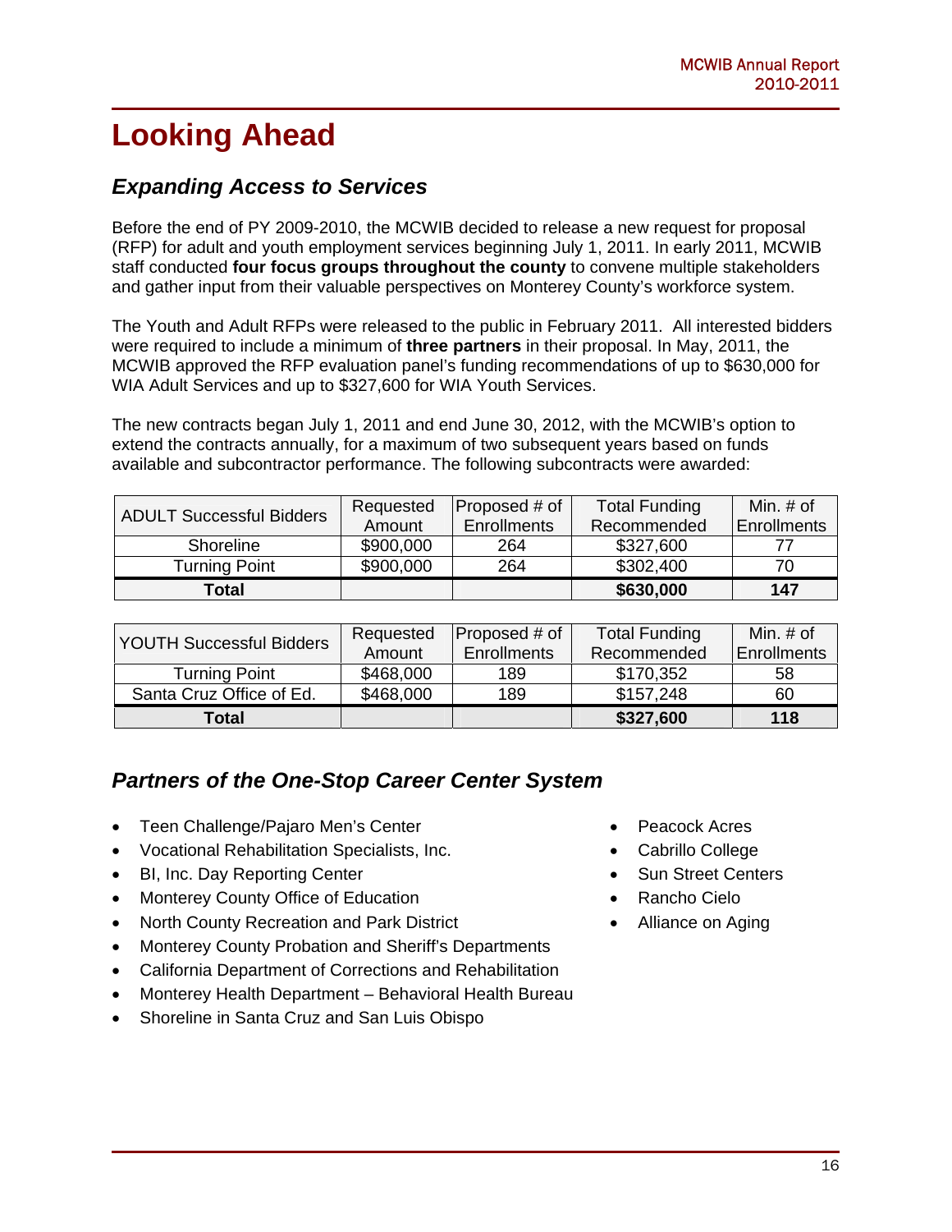# Looking Ahead

## *Expanding Access to Services*

Before the end of PY 2009-2010, the MCWIB decided to release a new request for proposal (RFP) for adult and youth employment services beginning July 1, 2011. In early 2011, MCWIB staff conducted **four focus groups throughout the county** to convene multiple stakeholders and gather input from their valuable perspectives on Monterey County's workforce system.

The Youth and Adult RFPs were released to the public in February 2011. All interested bidders were required to include a minimum of **three partners** in their proposal. In May, 2011, the MCWIB approved the RFP evaluation panel's funding recommendations of up to $630,000 for WIA Adult Services and up to $327,600 for WIA Youth Services.

The new contracts began July 1, 2011 and end June 30, 2012, with the MCWIB's option to extend the contracts annually, for a maximum of two subsequent years based on funds available and subcontractor performance. The following subcontracts were awarded:

| ADULT Successful Bidders | Requested Amount | Proposed # of Enrollments | Total Funding Recommended | Min. # of Enrollments |
|---|---|---|---|---|
| Shoreline | $900,000 | 264 | $327,600 | 77 |
| Turning Point | $900,000 | 264 | $302,400 | 70 |
| **Total** | | | **$630,000** | **147** |

| YOUTH Successful Bidders | Requested Amount | Proposed # of Enrollments | Total Funding Recommended | Min. # of Enrollments |
|---|---|---|---|---|
| Turning Point | $468,000 | 189 | $170,352 | 58 |
| Santa Cruz Office of Ed. | $468,000 | 189 | $157,248 | 60 |
| **Total** | | | **$327,600** | **118** |

## *Partners of the One-Stop Career Center System*

- Teen Challenge/Pajaro Men's Center
- Vocational Rehabilitation Specialists, Inc.
- BI, Inc. Day Reporting Center
- Monterey County Office of Education
- North County Recreation and Park District
- Monterey County Probation and Sheriff's Departments
- California Department of Corrections and Rehabilitation
- Monterey Health Department – Behavioral Health Bureau
- Shoreline in Santa Cruz and San Luis Obispo
- Peacock Acres
- Cabrillo College
- Sun Street Centers
- Rancho Cielo
- Alliance on Aging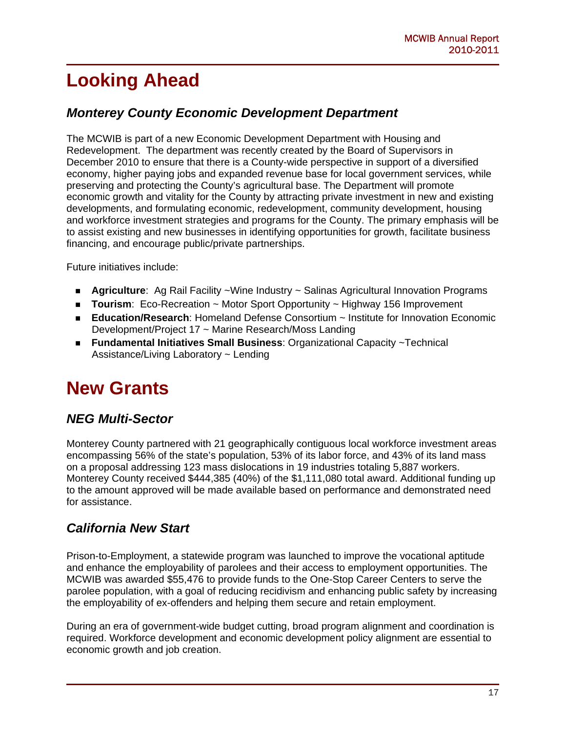# Looking Ahead

## *Monterey County Economic Development Department*

The MCWIB is part of a new Economic Development Department with Housing and Redevelopment. The department was recently created by the Board of Supervisors in December 2010 to ensure that there is a County-wide perspective in support of a diversified economy, higher paying jobs and expanded revenue base for local government services, while preserving and protecting the County's agricultural base. The Department will promote economic growth and vitality for the County by attracting private investment in new and existing developments, and formulating economic, redevelopment, community development, housing and workforce investment strategies and programs for the County. The primary emphasis will be to assist existing and new businesses in identifying opportunities for growth, facilitate business financing, and encourage public/private partnerships.

Future initiatives include:

- **Agriculture**: Ag Rail Facility ~Wine Industry ~ Salinas Agricultural Innovation Programs
- **Tourism**: Eco-Recreation ~ Motor Sport Opportunity ~ Highway 156 Improvement
- **Education/Research**: Homeland Defense Consortium ~ Institute for Innovation Economic Development/Project 17 ~ Marine Research/Moss Landing
- **Fundamental Initiatives Small Business**: Organizational Capacity ~Technical Assistance/Living Laboratory ~ Lending

# New Grants

## *NEG Multi-Sector*

Monterey County partnered with 21 geographically contiguous local workforce investment areas encompassing 56% of the state's population, 53% of its labor force, and 43% of its land mass on a proposal addressing 123 mass dislocations in 19 industries totaling 5,887 workers. Monterey County received $444,385 (40%) of the $1,111,080 total award. Additional funding up to the amount approved will be made available based on performance and demonstrated need for assistance.

## *California New Start*

Prison-to-Employment, a statewide program was launched to improve the vocational aptitude and enhance the employability of parolees and their access to employment opportunities. The MCWIB was awarded $55,476 to provide funds to the One-Stop Career Centers to serve the parolee population, with a goal of reducing recidivism and enhancing public safety by increasing the employability of ex-offenders and helping them secure and retain employment.

During an era of government-wide budget cutting, broad program alignment and coordination is required. Workforce development and economic development policy alignment are essential to economic growth and job creation.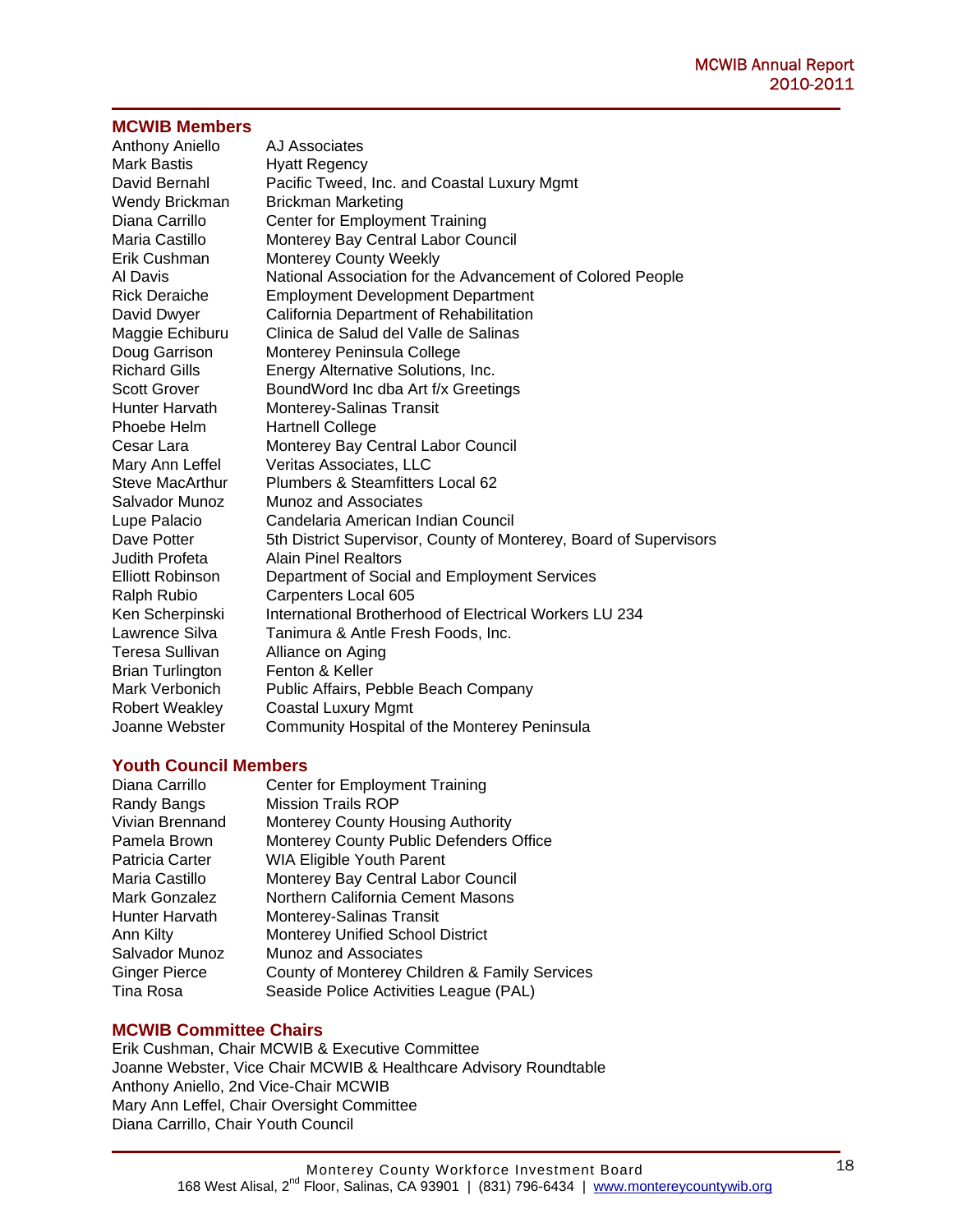## MCWIB Members

| | |
|---|---|
| Anthony Aniello | AJ Associates |
| Mark Bastis | Hyatt Regency |
| David Bernahl | Pacific Tweed, Inc. and Coastal Luxury Mgmt |
| Wendy Brickman | Brickman Marketing |
| Diana Carrillo | Center for Employment Training |
| Maria Castillo | Monterey Bay Central Labor Council |
| Erik Cushman | Monterey County Weekly |
| Al Davis | National Association for the Advancement of Colored People |
| Rick Deraiche | Employment Development Department |
| David Dwyer | California Department of Rehabilitation |
| Maggie Echiburu | Clinica de Salud del Valle de Salinas |
| Doug Garrison | Monterey Peninsula College |
| Richard Gills | Energy Alternative Solutions, Inc. |
| Scott Grover | BoundWord Inc dba Art f/x Greetings |
| Hunter Harvath | Monterey-Salinas Transit |
| Phoebe Helm | Hartnell College |
| Cesar Lara | Monterey Bay Central Labor Council |
| Mary Ann Leffel | Veritas Associates, LLC |
| Steve MacArthur | Plumbers & Steamfitters Local 62 |
| Salvador Munoz | Munoz and Associates |
| Lupe Palacio | Candelaria American Indian Council |
| Dave Potter | 5th District Supervisor, County of Monterey, Board of Supervisors |
| Judith Profeta | Alain Pinel Realtors |
| Elliott Robinson | Department of Social and Employment Services |
| Ralph Rubio | Carpenters Local 605 |
| Ken Scherpinski | International Brotherhood of Electrical Workers LU 234 |
| Lawrence Silva | Tanimura & Antle Fresh Foods, Inc. |
| Teresa Sullivan | Alliance on Aging |
| Brian Turlington | Fenton & Keller |
| Mark Verbonich | Public Affairs, Pebble Beach Company |
| Robert Weakley | Coastal Luxury Mgmt |
| Joanne Webster | Community Hospital of the Monterey Peninsula |

## Youth Council Members

| | |
|---|---|
| Diana Carrillo | Center for Employment Training |
| Randy Bangs | Mission Trails ROP |
| Vivian Brennand | Monterey County Housing Authority |
| Pamela Brown | Monterey County Public Defenders Office |
| Patricia Carter | WIA Eligible Youth Parent |
| Maria Castillo | Monterey Bay Central Labor Council |
| Mark Gonzalez | Northern California Cement Masons |
| Hunter Harvath | Monterey-Salinas Transit |
| Ann Kilty | Monterey Unified School District |
| Salvador Munoz | Munoz and Associates |
| Ginger Pierce | County of Monterey Children & Family Services |
| Tina Rosa | Seaside Police Activities League (PAL) |

## MCWIB Committee Chairs

Erik Cushman, Chair MCWIB & Executive Committee
Joanne Webster, Vice Chair MCWIB & Healthcare Advisory Roundtable
Anthony Aniello, 2nd Vice-Chair MCWIB
Mary Ann Leffel, Chair Oversight Committee
Diana Carrillo, Chair Youth Council